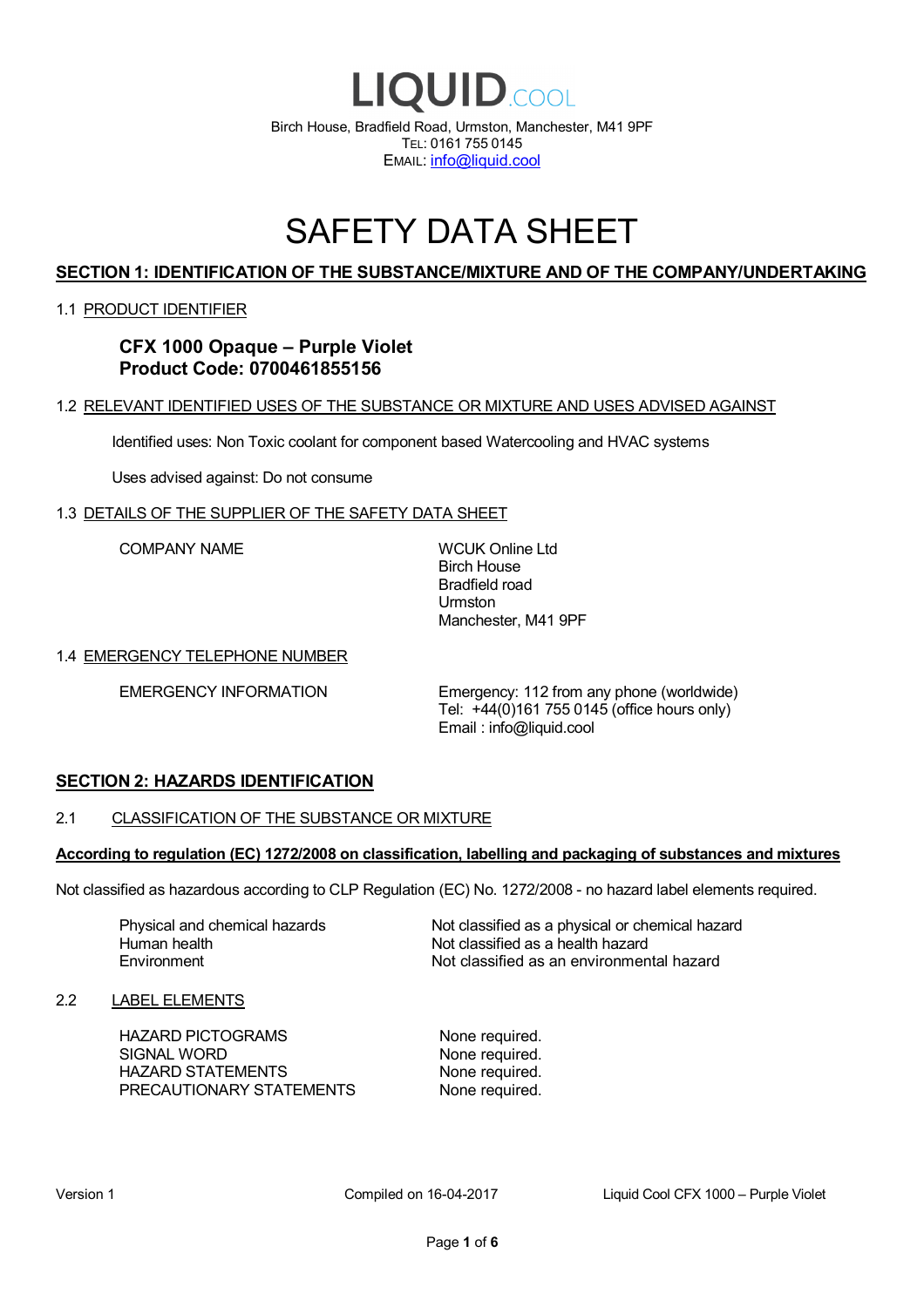# LIQUID.COOL

Birch House, Bradfield Road, Urmston, Manchester, M41 9PF
TEL: 0161 755 0145
EMAIL: info@liquid.cool

# SAFETY DATA SHEET

## SECTION 1: IDENTIFICATION OF THE SUBSTANCE/MIXTURE AND OF THE COMPANY/UNDERTAKING

### 1.1 PRODUCT IDENTIFIER

**CFX 1000 Opaque – Purple Violet**
**Product Code: 0700461855156**

### 1.2 RELEVANT IDENTIFIED USES OF THE SUBSTANCE OR MIXTURE AND USES ADVISED AGAINST

Identified uses: Non Toxic coolant for component based Watercooling and HVAC systems

Uses advised against: Do not consume

### 1.3 DETAILS OF THE SUPPLIER OF THE SAFETY DATA SHEET

| | |
|---|---|
| COMPANY NAME | WCUK Online Ltd<br>Birch House<br>Bradfield road<br>Urmston<br>Manchester, M41 9PF |

### 1.4 EMERGENCY TELEPHONE NUMBER

| | |
|---|---|
| EMERGENCY INFORMATION | Emergency: 112 from any phone (worldwide)<br>Tel: +44(0)161 755 0145 (office hours only)<br>Email : info@liquid.cool |

## SECTION 2: HAZARDS IDENTIFICATION

### 2.1 CLASSIFICATION OF THE SUBSTANCE OR MIXTURE

**According to regulation (EC) 1272/2008 on classification, labelling and packaging of substances and mixtures**

Not classified as hazardous according to CLP Regulation (EC) No. 1272/2008 - no hazard label elements required.

| | |
|---|---|
| Physical and chemical hazards | Not classified as a physical or chemical hazard |
| Human health | Not classified as a health hazard |
| Environment | Not classified as an environmental hazard |

### 2.2 LABEL ELEMENTS

| | |
|---|---|
| HAZARD PICTOGRAMS | None required. |
| SIGNAL WORD | None required. |
| HAZARD STATEMENTS | None required. |
| PRECAUTIONARY STATEMENTS | None required. |

Version 1 Compiled on 16-04-2017 Liquid Cool CFX 1000 – Purple Violet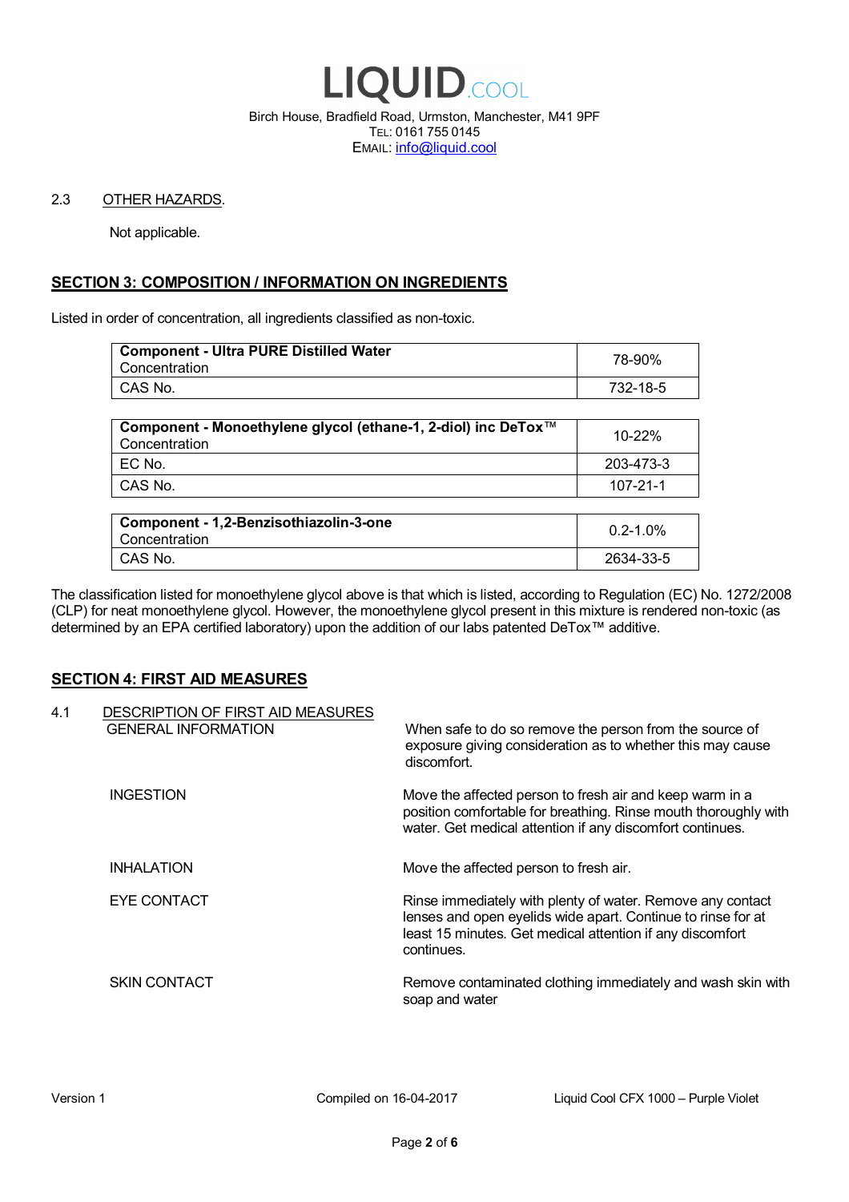2.3 OTHER HAZARDS.

Not applicable.

## SECTION 3: COMPOSITION / INFORMATION ON INGREDIENTS

Listed in order of concentration, all ingredients classified as non-toxic.

| **Component - Ultra PURE Distilled Water** Concentration | 78-90% |
|---|---|
| CAS No. | 732-18-5 |

| **Component - Monoethylene glycol (ethane-1, 2-diol) inc DeTox™** Concentration | 10-22% |
|---|---|
| EC No. | 203-473-3 |
| CAS No. | 107-21-1 |

| **Component - 1,2-Benzisothiazolin-3-one** Concentration | 0.2-1.0% |
|---|---|
| CAS No. | 2634-33-5 |

The classification listed for monoethylene glycol above is that which is listed, according to Regulation (EC) No. 1272/2008 (CLP) for neat monoethylene glycol. However, the monoethylene glycol present in this mixture is rendered non-toxic (as determined by an EPA certified laboratory) upon the addition of our labs patented DeTox™ additive.

## SECTION 4: FIRST AID MEASURES

4.1 DESCRIPTION OF FIRST AID MEASURES

GENERAL INFORMATION — When safe to do so remove the person from the source of exposure giving consideration as to whether this may cause discomfort.

INGESTION — Move the affected person to fresh air and keep warm in a position comfortable for breathing. Rinse mouth thoroughly with water. Get medical attention if any discomfort continues.

INHALATION — Move the affected person to fresh air.

EYE CONTACT — Rinse immediately with plenty of water. Remove any contact lenses and open eyelids wide apart. Continue to rinse for at least 15 minutes. Get medical attention if any discomfort continues.

SKIN CONTACT — Remove contaminated clothing immediately and wash skin with soap and water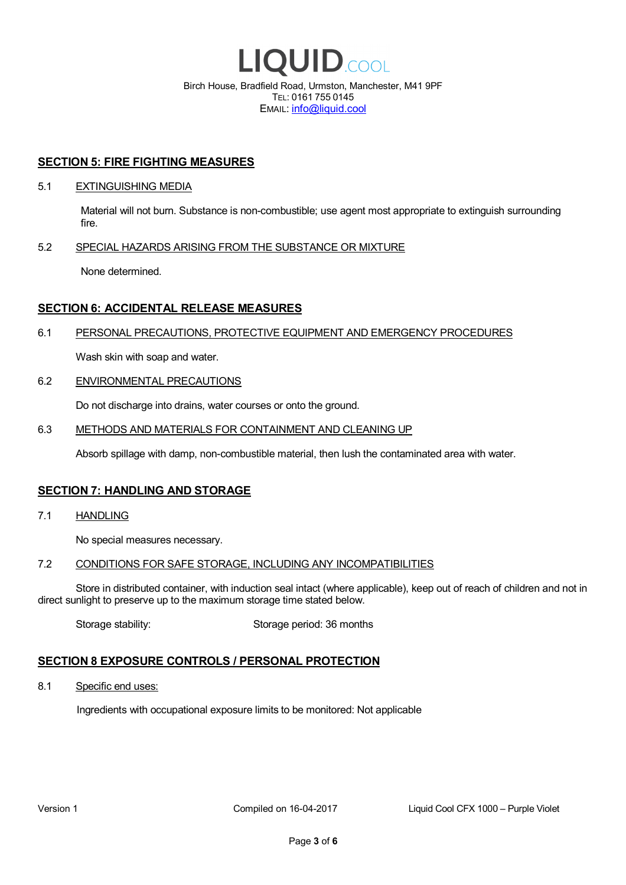## SECTION 5: FIRE FIGHTING MEASURES

5.1 EXTINGUISHING MEDIA

Material will not burn. Substance is non-combustible; use agent most appropriate to extinguish surrounding fire.

5.2 SPECIAL HAZARDS ARISING FROM THE SUBSTANCE OR MIXTURE

None determined.

## SECTION 6: ACCIDENTAL RELEASE MEASURES

6.1 PERSONAL PRECAUTIONS, PROTECTIVE EQUIPMENT AND EMERGENCY PROCEDURES

Wash skin with soap and water.

6.2 ENVIRONMENTAL PRECAUTIONS

Do not discharge into drains, water courses or onto the ground.

6.3 METHODS AND MATERIALS FOR CONTAINMENT AND CLEANING UP

Absorb spillage with damp, non-combustible material, then lush the contaminated area with water.

## SECTION 7: HANDLING AND STORAGE

7.1 HANDLING

No special measures necessary.

7.2 CONDITIONS FOR SAFE STORAGE, INCLUDING ANY INCOMPATIBILITIES

Store in distributed container, with induction seal intact (where applicable), keep out of reach of children and not in direct sunlight to preserve up to the maximum storage time stated below.

Storage stability: Storage period: 36 months

## SECTION 8 EXPOSURE CONTROLS / PERSONAL PROTECTION

8.1 Specific end uses:

Ingredients with occupational exposure limits to be monitored: Not applicable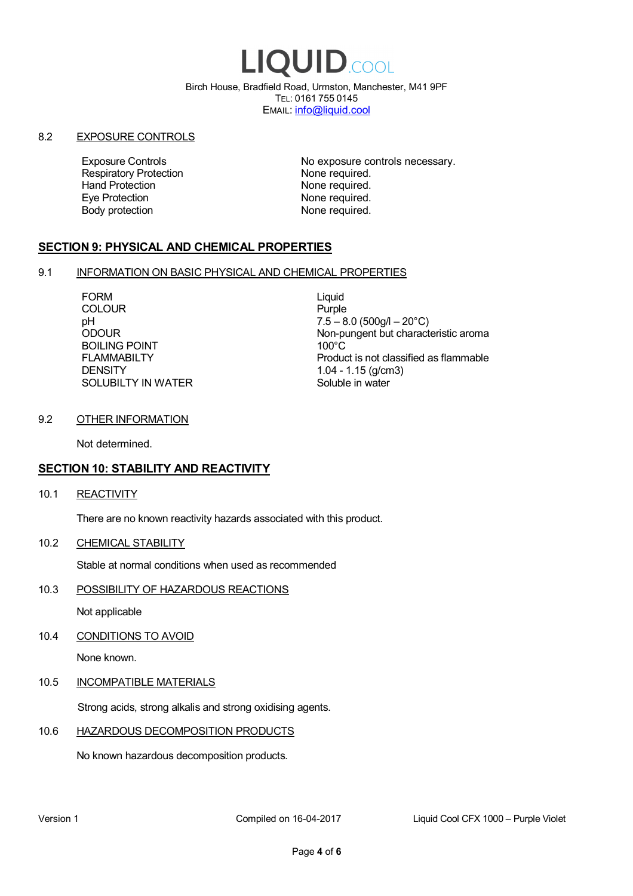# LIQUID.COOL

Birch House, Bradfield Road, Urmston, Manchester, M41 9PF
TEL: 0161 755 0145
EMAIL: info@liquid.cool

### 8.2 EXPOSURE CONTROLS

| | |
|---|---|
| Exposure Controls | No exposure controls necessary. |
| Respiratory Protection | None required. |
| Hand Protection | None required. |
| Eye Protection | None required. |
| Body protection | None required. |

## SECTION 9: PHYSICAL AND CHEMICAL PROPERTIES

### 9.1 INFORMATION ON BASIC PHYSICAL AND CHEMICAL PROPERTIES

| | |
|---|---|
| FORM | Liquid |
| COLOUR | Purple |
| pH | 7.5 – 8.0 (500g/l – 20°C) |
| ODOUR | Non-pungent but characteristic aroma |
| BOILING POINT | 100°C |
| FLAMMABILTY | Product is not classified as flammable |
| DENSITY | 1.04 - 1.15 (g/cm3) |
| SOLUBILTY IN WATER | Soluble in water |

### 9.2 OTHER INFORMATION

Not determined.

## SECTION 10: STABILITY AND REACTIVITY

### 10.1 REACTIVITY

There are no known reactivity hazards associated with this product.

### 10.2 CHEMICAL STABILITY

Stable at normal conditions when used as recommended

### 10.3 POSSIBILITY OF HAZARDOUS REACTIONS

Not applicable

### 10.4 CONDITIONS TO AVOID

None known.

### 10.5 INCOMPATIBLE MATERIALS

Strong acids, strong alkalis and strong oxidising agents.

### 10.6 HAZARDOUS DECOMPOSITION PRODUCTS

No known hazardous decomposition products.

Version 1 Compiled on 16-04-2017 Liquid Cool CFX 1000 – Purple Violet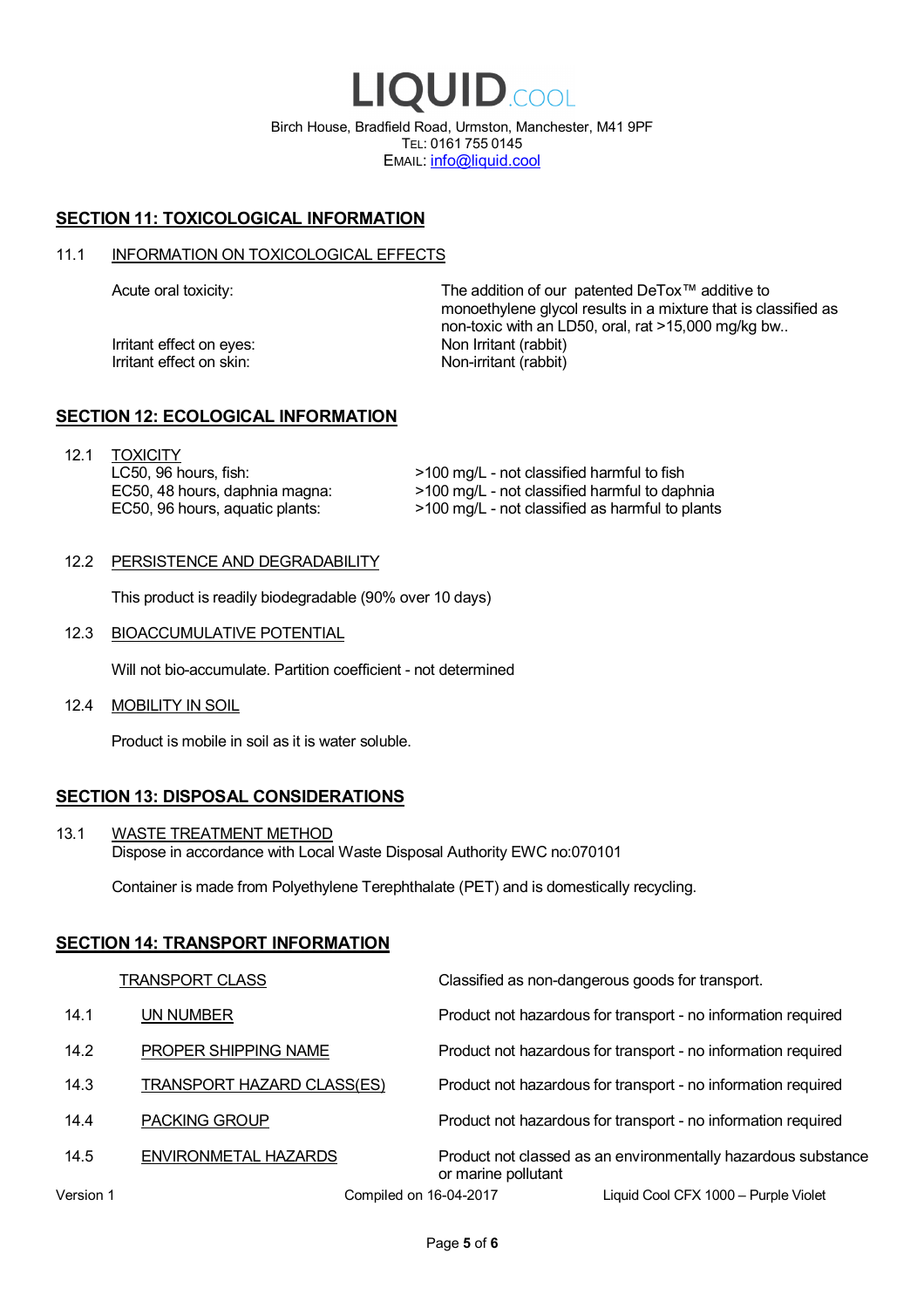# LIQUID.COOL

Birch House, Bradfield Road, Urmston, Manchester, M41 9PF
TEL: 0161 755 0145
EMAIL: info@liquid.cool

## SECTION 11: TOXICOLOGICAL INFORMATION

### 11.1 INFORMATION ON TOXICOLOGICAL EFFECTS

| | |
|---|---|
| Acute oral toxicity: | The addition of our patented DeTox™ additive to monoethylene glycol results in a mixture that is classified as non-toxic with an LD50, oral, rat >15,000 mg/kg bw.. |
| Irritant effect on eyes: | Non Irritant (rabbit) |
| Irritant effect on skin: | Non-irritant (rabbit) |

## SECTION 12: ECOLOGICAL INFORMATION

### 12.1 TOXICITY

| | |
|---|---|
| LC50, 96 hours, fish: | >100 mg/L - not classified harmful to fish |
| EC50, 48 hours, daphnia magna: | >100 mg/L - not classified harmful to daphnia |
| EC50, 96 hours, aquatic plants: | >100 mg/L - not classified as harmful to plants |

### 12.2 PERSISTENCE AND DEGRADABILITY

This product is readily biodegradable (90% over 10 days)

### 12.3 BIOACCUMULATIVE POTENTIAL

Will not bio-accumulate. Partition coefficient - not determined

### 12.4 MOBILITY IN SOIL

Product is mobile in soil as it is water soluble.

## SECTION 13: DISPOSAL CONSIDERATIONS

### 13.1 WASTE TREATMENT METHOD

Dispose in accordance with Local Waste Disposal Authority EWC no:070101

Container is made from Polyethylene Terephthalate (PET) and is domestically recycling.

## SECTION 14: TRANSPORT INFORMATION

| | | |
|---|---|---|
| | TRANSPORT CLASS | Classified as non-dangerous goods for transport. |
| 14.1 | UN NUMBER | Product not hazardous for transport - no information required |
| 14.2 | PROPER SHIPPING NAME | Product not hazardous for transport - no information required |
| 14.3 | TRANSPORT HAZARD CLASS(ES) | Product not hazardous for transport - no information required |
| 14.4 | PACKING GROUP | Product not hazardous for transport - no information required |
| 14.5 | ENVIRONMETAL HAZARDS | Product not classed as an environmentally hazardous substance or marine pollutant |

Version 1 | Compiled on 16-04-2017 | Liquid Cool CFX 1000 – Purple Violet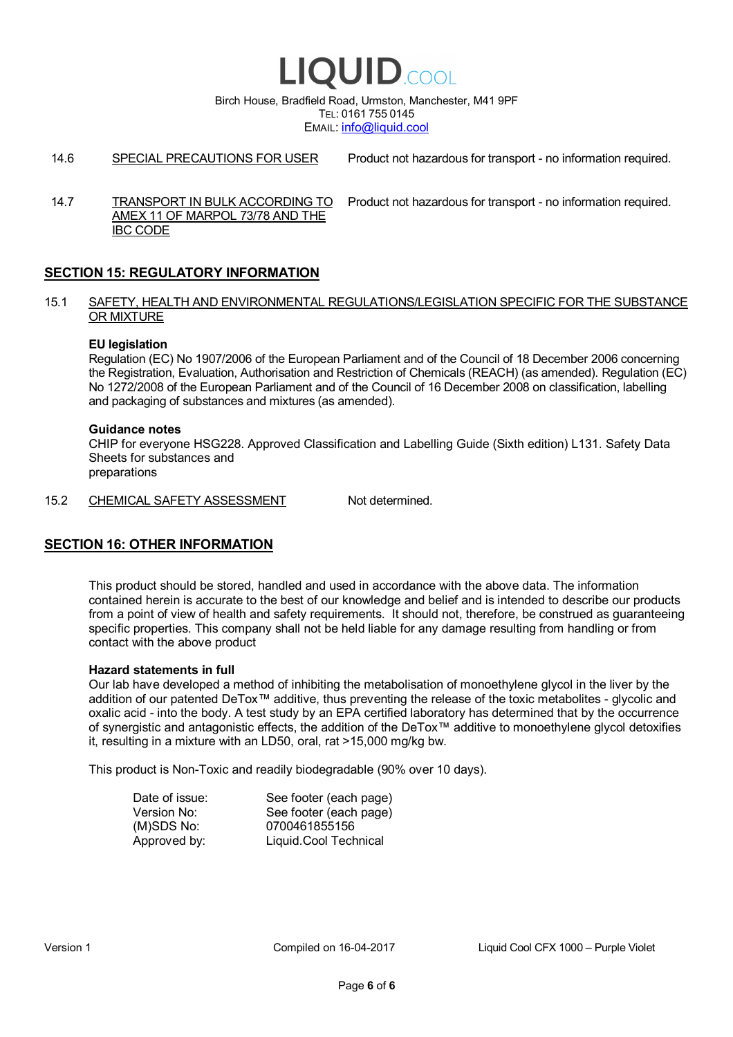# LIQUID.COOL

Birch House, Bradfield Road, Urmston, Manchester, M41 9PF
TEL: 0161 755 0145
EMAIL: info@liquid.cool

| | | |
|---|---|---|
| 14.6 | SPECIAL PRECAUTIONS FOR USER | Product not hazardous for transport - no information required. |
| 14.7 | TRANSPORT IN BULK ACCORDING TO AMEX 11 OF MARPOL 73/78 AND THE IBC CODE | Product not hazardous for transport - no information required. |

## SECTION 15: REGULATORY INFORMATION

15.1 SAFETY, HEALTH AND ENVIRONMENTAL REGULATIONS/LEGISLATION SPECIFIC FOR THE SUBSTANCE OR MIXTURE

**EU legislation**
Regulation (EC) No 1907/2006 of the European Parliament and of the Council of 18 December 2006 concerning the Registration, Evaluation, Authorisation and Restriction of Chemicals (REACH) (as amended). Regulation (EC) No 1272/2008 of the European Parliament and of the Council of 16 December 2008 on classification, labelling and packaging of substances and mixtures (as amended).

**Guidance notes**
CHIP for everyone HSG228. Approved Classification and Labelling Guide (Sixth edition) L131. Safety Data Sheets for substances and
preparations

15.2 CHEMICAL SAFETY ASSESSMENT — Not determined.

## SECTION 16: OTHER INFORMATION

This product should be stored, handled and used in accordance with the above data. The information contained herein is accurate to the best of our knowledge and belief and is intended to describe our products from a point of view of health and safety requirements. It should not, therefore, be construed as guaranteeing specific properties. This company shall not be held liable for any damage resulting from handling or from contact with the above product

**Hazard statements in full**
Our lab have developed a method of inhibiting the metabolisation of monoethylene glycol in the liver by the addition of our patented DeTox™ additive, thus preventing the release of the toxic metabolites - glycolic and oxalic acid - into the body. A test study by an EPA certified laboratory has determined that by the occurrence of synergistic and antagonistic effects, the addition of the DeTox™ additive to monoethylene glycol detoxifies it, resulting in a mixture with an LD50, oral, rat >15,000 mg/kg bw.

This product is Non-Toxic and readily biodegradable (90% over 10 days).

| | |
|---|---|
| Date of issue: | See footer (each page) |
| Version No: | See footer (each page) |
| (M)SDS No: | 0700461855156 |
| Approved by: | Liquid.Cool Technical |

Version 1 — Compiled on 16-04-2017 — Liquid Cool CFX 1000 – Purple Violet